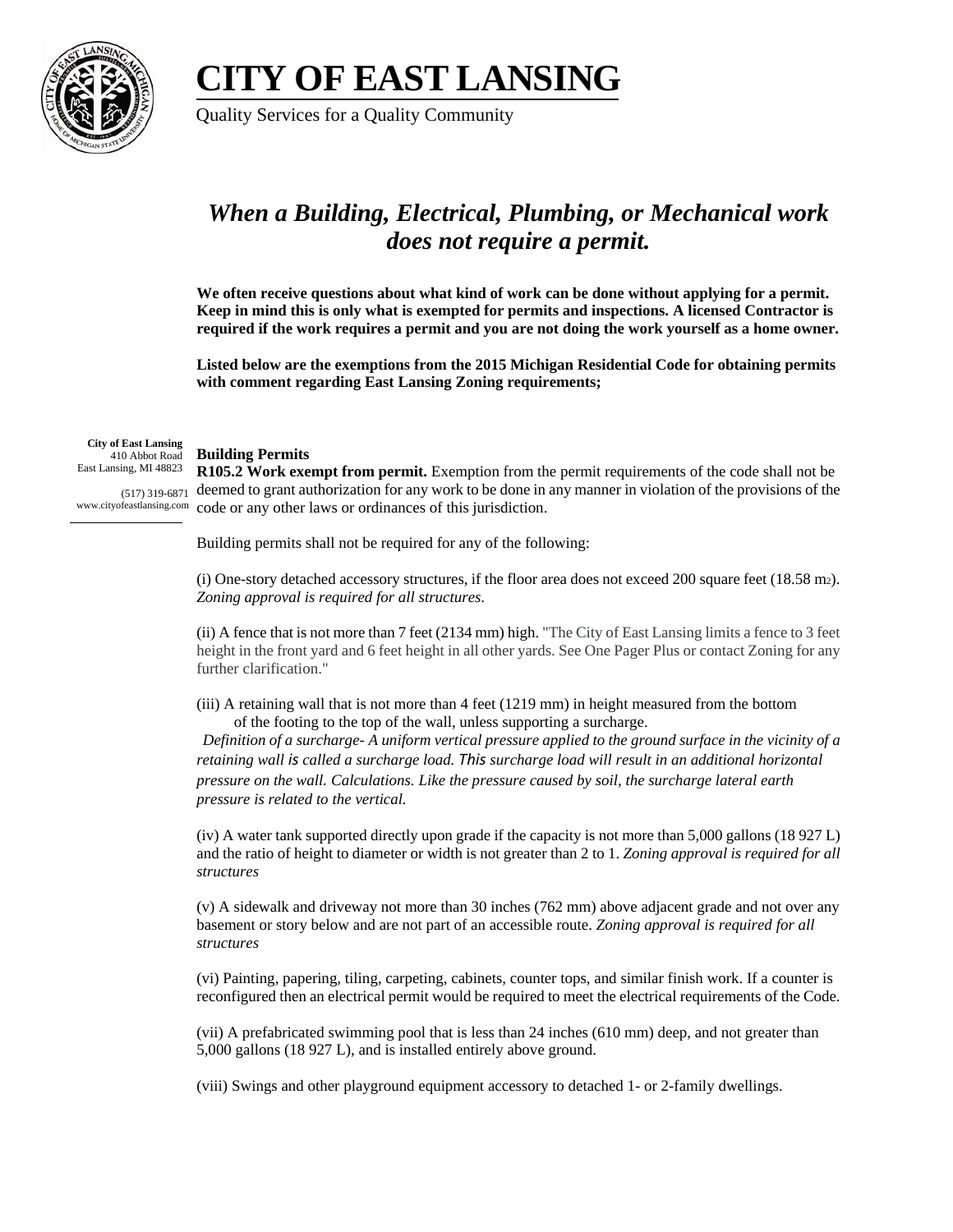# CITY OF EAST LANSING

Quality Services for a Quality Community

## *When a Building, Electrical, Plumbing, or Mechanical work does not require a permit.*

**We often receive questions about what kind of work can be done without applying for a permit. Keep in mind this is only what is exempted for permits and inspections. A licensed Contractor is required if the work requires a permit and you are not doing the work yourself as a home owner.**

**Listed below are the exemptions from the 2015 Michigan Residential Code for obtaining permits with comment regarding East Lansing Zoning requirements;**

**City of East Lansing**
410 Abbot Road
East Lansing, MI 48823

(517) 319-6871
www.cityofeastlansing.com

### Building Permits

**R105.2 Work exempt from permit.** Exemption from the permit requirements of the code shall not be deemed to grant authorization for any work to be done in any manner in violation of the provisions of the code or any other laws or ordinances of this jurisdiction.

Building permits shall not be required for any of the following:

(i) One-story detached accessory structures, if the floor area does not exceed 200 square feet (18.58 $m_2$). *Zoning approval is required for all structures.*

(ii) A fence that is not more than 7 feet (2134 mm) high. "The City of East Lansing limits a fence to 3 feet height in the front yard and 6 feet height in all other yards. See One Pager Plus or contact Zoning for any further clarification."

(iii) A retaining wall that is not more than 4 feet (1219 mm) in height measured from the bottom of the footing to the top of the wall, unless supporting a surcharge.
*Definition of a surcharge- A uniform vertical pressure applied to the ground surface in the vicinity of a retaining wall is called a surcharge load. This surcharge load will result in an additional horizontal pressure on the wall. Calculations. Like the pressure caused by soil, the surcharge lateral earth pressure is related to the vertical.*

(iv) A water tank supported directly upon grade if the capacity is not more than 5,000 gallons (18 927 L) and the ratio of height to diameter or width is not greater than 2 to 1. *Zoning approval is required for all structures*

(v) A sidewalk and driveway not more than 30 inches (762 mm) above adjacent grade and not over any basement or story below and are not part of an accessible route. *Zoning approval is required for all structures*

(vi) Painting, papering, tiling, carpeting, cabinets, counter tops, and similar finish work. If a counter is reconfigured then an electrical permit would be required to meet the electrical requirements of the Code.

(vii) A prefabricated swimming pool that is less than 24 inches (610 mm) deep, and not greater than 5,000 gallons (18 927 L), and is installed entirely above ground.

(viii) Swings and other playground equipment accessory to detached 1- or 2-family dwellings.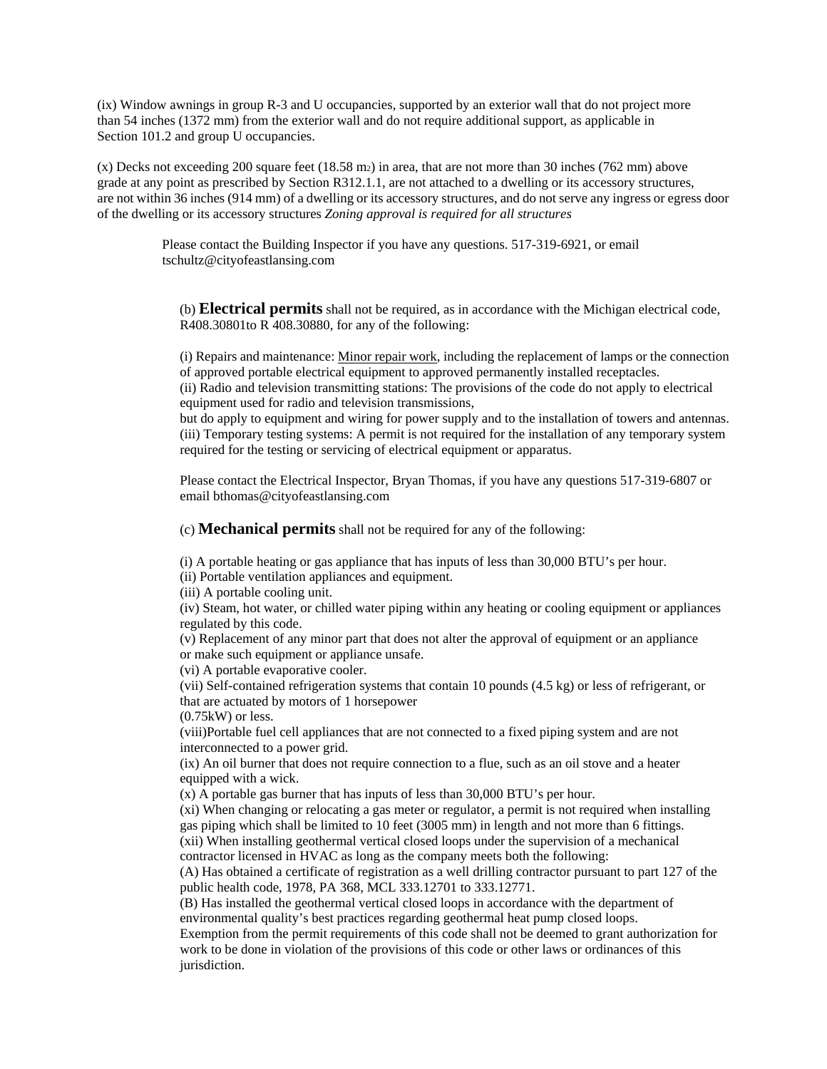(ix) Window awnings in group R-3 and U occupancies, supported by an exterior wall that do not project more than 54 inches (1372 mm) from the exterior wall and do not require additional support, as applicable in Section 101.2 and group U occupancies.

(x) Decks not exceeding 200 square feet (18.58 $m_2$) in area, that are not more than 30 inches (762 mm) above grade at any point as prescribed by Section R312.1.1, are not attached to a dwelling or its accessory structures, are not within 36 inches (914 mm) of a dwelling or its accessory structures, and do not serve any ingress or egress door of the dwelling or its accessory structures *Zoning approval is required for all structures*

Please contact the Building Inspector if you have any questions. 517-319-6921, or email tschultz@cityofeastlansing.com

(b) **Electrical permits** shall not be required, as in accordance with the Michigan electrical code, R408.30801to R 408.30880, for any of the following:

(i) Repairs and maintenance: Minor repair work, including the replacement of lamps or the connection of approved portable electrical equipment to approved permanently installed receptacles.
(ii) Radio and television transmitting stations: The provisions of the code do not apply to electrical equipment used for radio and television transmissions,
but do apply to equipment and wiring for power supply and to the installation of towers and antennas.
(iii) Temporary testing systems: A permit is not required for the installation of any temporary system required for the testing or servicing of electrical equipment or apparatus.

Please contact the Electrical Inspector, Bryan Thomas, if you have any questions 517-319-6807 or email bthomas@cityofeastlansing.com

(c) **Mechanical permits** shall not be required for any of the following:

(i) A portable heating or gas appliance that has inputs of less than 30,000 BTU's per hour.
(ii) Portable ventilation appliances and equipment.
(iii) A portable cooling unit.
(iv) Steam, hot water, or chilled water piping within any heating or cooling equipment or appliances regulated by this code.
(v) Replacement of any minor part that does not alter the approval of equipment or an appliance or make such equipment or appliance unsafe.
(vi) A portable evaporative cooler.
(vii) Self-contained refrigeration systems that contain 10 pounds (4.5 kg) or less of refrigerant, or that are actuated by motors of 1 horsepower
(0.75kW) or less.
(viii)Portable fuel cell appliances that are not connected to a fixed piping system and are not interconnected to a power grid.
(ix) An oil burner that does not require connection to a flue, such as an oil stove and a heater equipped with a wick.
(x) A portable gas burner that has inputs of less than 30,000 BTU's per hour.
(xi) When changing or relocating a gas meter or regulator, a permit is not required when installing gas piping which shall be limited to 10 feet (3005 mm) in length and not more than 6 fittings.
(xii) When installing geothermal vertical closed loops under the supervision of a mechanical contractor licensed in HVAC as long as the company meets both the following:
(A) Has obtained a certificate of registration as a well drilling contractor pursuant to part 127 of the public health code, 1978, PA 368, MCL 333.12701 to 333.12771.
(B) Has installed the geothermal vertical closed loops in accordance with the department of environmental quality's best practices regarding geothermal heat pump closed loops.
Exemption from the permit requirements of this code shall not be deemed to grant authorization for work to be done in violation of the provisions of this code or other laws or ordinances of this jurisdiction.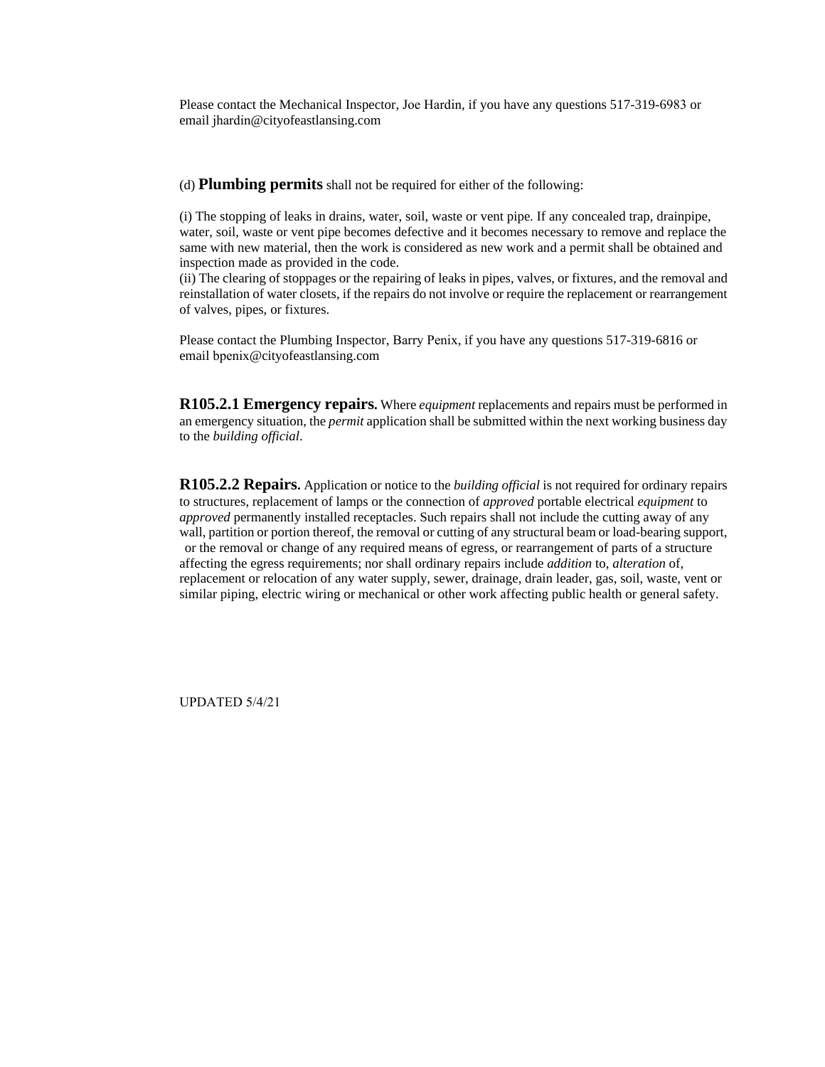Please contact the Mechanical Inspector, Joe Hardin, if you have any questions 517-319-6983 or email jhardin@cityofeastlansing.com

(d) **Plumbing permits** shall not be required for either of the following:

(i) The stopping of leaks in drains, water, soil, waste or vent pipe. If any concealed trap, drainpipe, water, soil, waste or vent pipe becomes defective and it becomes necessary to remove and replace the same with new material, then the work is considered as new work and a permit shall be obtained and inspection made as provided in the code.
(ii) The clearing of stoppages or the repairing of leaks in pipes, valves, or fixtures, and the removal and reinstallation of water closets, if the repairs do not involve or require the replacement or rearrangement of valves, pipes, or fixtures.

Please contact the Plumbing Inspector, Barry Penix, if you have any questions 517-319-6816 or email bpenix@cityofeastlansing.com

**R105.2.1 Emergency repairs.** Where *equipment* replacements and repairs must be performed in an emergency situation, the *permit* application shall be submitted within the next working business day to the *building official*.

**R105.2.2 Repairs.** Application or notice to the *building official* is not required for ordinary repairs to structures, replacement of lamps or the connection of *approved* portable electrical *equipment* to *approved* permanently installed receptacles. Such repairs shall not include the cutting away of any wall, partition or portion thereof, the removal or cutting of any structural beam or load-bearing support, or the removal or change of any required means of egress, or rearrangement of parts of a structure affecting the egress requirements; nor shall ordinary repairs include *addition* to, *alteration* of, replacement or relocation of any water supply, sewer, drainage, drain leader, gas, soil, waste, vent or similar piping, electric wiring or mechanical or other work affecting public health or general safety.

UPDATED 5/4/21